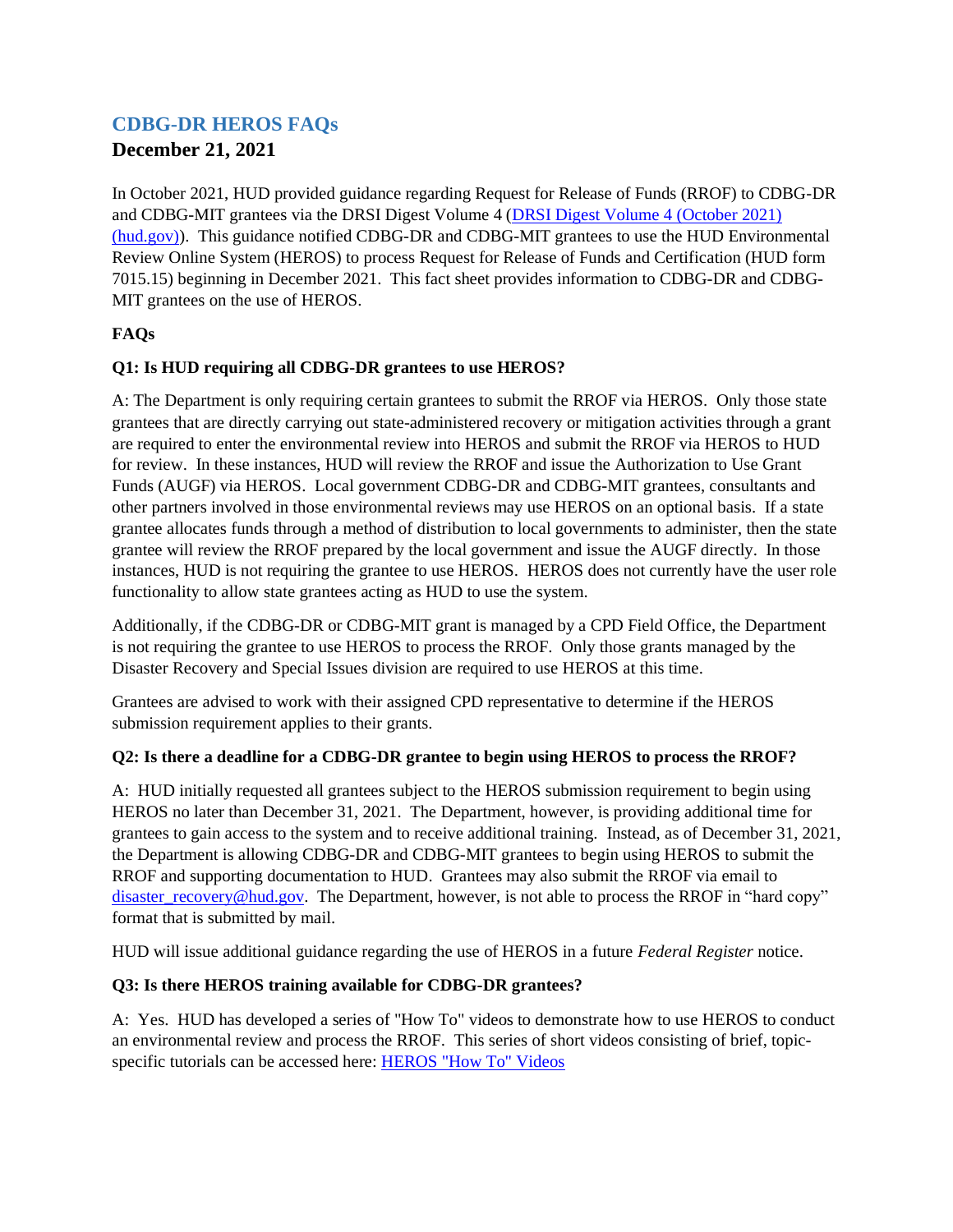# CDBG-DR HEROS FAQs

## December 21, 2021

In October 2021, HUD provided guidance regarding Request for Release of Funds (RROF) to CDBG-DR and CDBG-MIT grantees via the DRSI Digest Volume 4 ([DRSI Digest Volume 4 (October 2021) (hud.gov)](DRSI Digest Volume 4 (October 2021) (hud.gov))). This guidance notified CDBG-DR and CDBG-MIT grantees to use the HUD Environmental Review Online System (HEROS) to process Request for Release of Funds and Certification (HUD form 7015.15) beginning in December 2021. This fact sheet provides information to CDBG-DR and CDBG-MIT grantees on the use of HEROS.

### FAQs

**Q1: Is HUD requiring all CDBG-DR grantees to use HEROS?**

A: The Department is only requiring certain grantees to submit the RROF via HEROS. Only those state grantees that are directly carrying out state-administered recovery or mitigation activities through a grant are required to enter the environmental review into HEROS and submit the RROF via HEROS to HUD for review. In these instances, HUD will review the RROF and issue the Authorization to Use Grant Funds (AUGF) via HEROS. Local government CDBG-DR and CDBG-MIT grantees, consultants and other partners involved in those environmental reviews may use HEROS on an optional basis. If a state grantee allocates funds through a method of distribution to local governments to administer, then the state grantee will review the RROF prepared by the local government and issue the AUGF directly. In those instances, HUD is not requiring the grantee to use HEROS. HEROS does not currently have the user role functionality to allow state grantees acting as HUD to use the system.

Additionally, if the CDBG-DR or CDBG-MIT grant is managed by a CPD Field Office, the Department is not requiring the grantee to use HEROS to process the RROF. Only those grants managed by the Disaster Recovery and Special Issues division are required to use HEROS at this time.

Grantees are advised to work with their assigned CPD representative to determine if the HEROS submission requirement applies to their grants.

**Q2: Is there a deadline for a CDBG-DR grantee to begin using HEROS to process the RROF?**

A: HUD initially requested all grantees subject to the HEROS submission requirement to begin using HEROS no later than December 31, 2021. The Department, however, is providing additional time for grantees to gain access to the system and to receive additional training. Instead, as of December 31, 2021, the Department is allowing CDBG-DR and CDBG-MIT grantees to begin using HEROS to submit the RROF and supporting documentation to HUD. Grantees may also submit the RROF via email to disaster_recovery@hud.gov. The Department, however, is not able to process the RROF in "hard copy" format that is submitted by mail.

HUD will issue additional guidance regarding the use of HEROS in a future *Federal Register* notice.

**Q3: Is there HEROS training available for CDBG-DR grantees?**

A: Yes. HUD has developed a series of "How To" videos to demonstrate how to use HEROS to conduct an environmental review and process the RROF. This series of short videos consisting of brief, topic-specific tutorials can be accessed here: HEROS "How To" Videos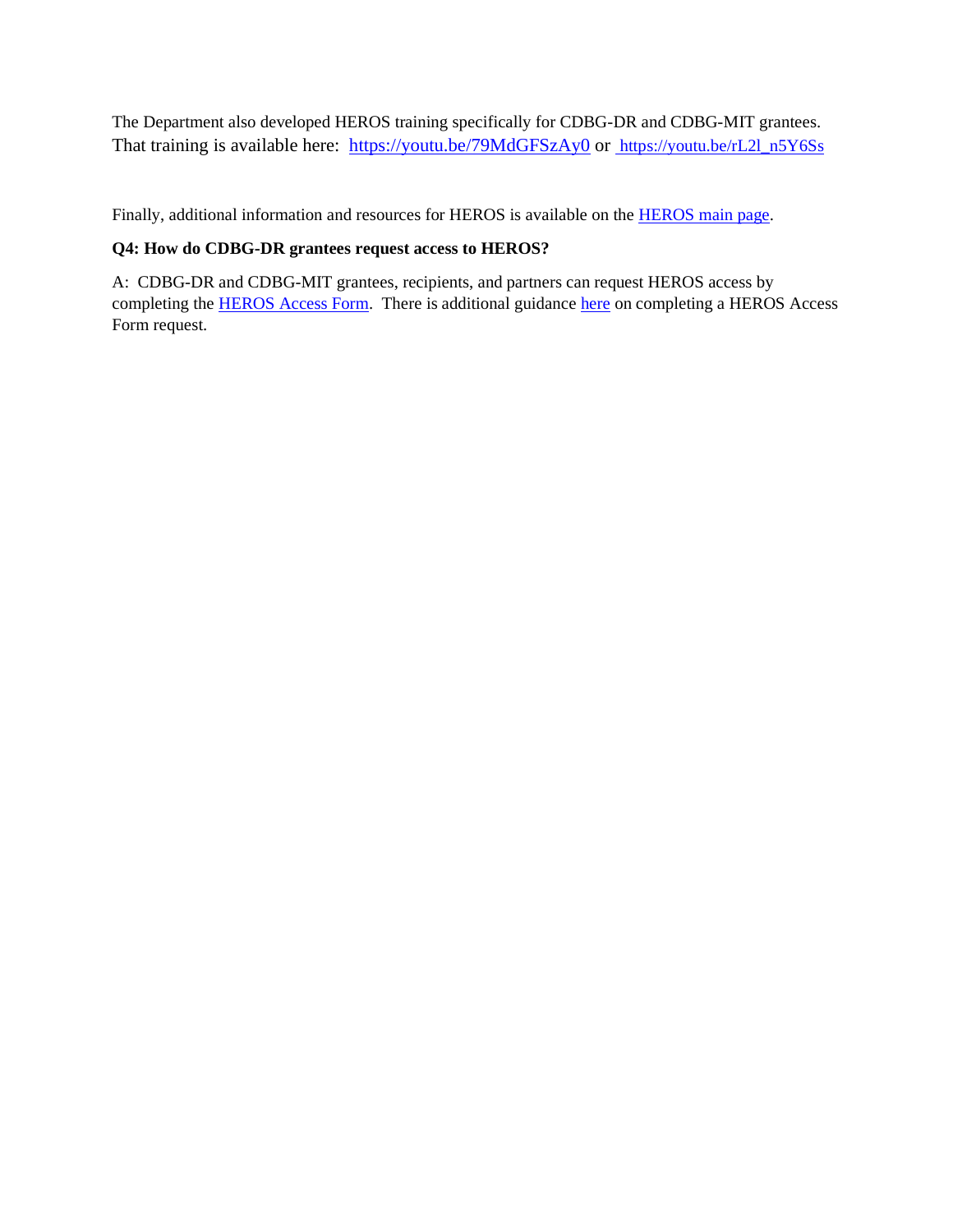The Department also developed HEROS training specifically for CDBG-DR and CDBG-MIT grantees. That training is available here: https://youtu.be/79MdGFSzAy0 or https://youtu.be/rL2l_n5Y6Ss

Finally, additional information and resources for HEROS is available on the HEROS main page.

**Q4: How do CDBG-DR grantees request access to HEROS?**

A: CDBG-DR and CDBG-MIT grantees, recipients, and partners can request HEROS access by completing the HEROS Access Form. There is additional guidance here on completing a HEROS Access Form request.